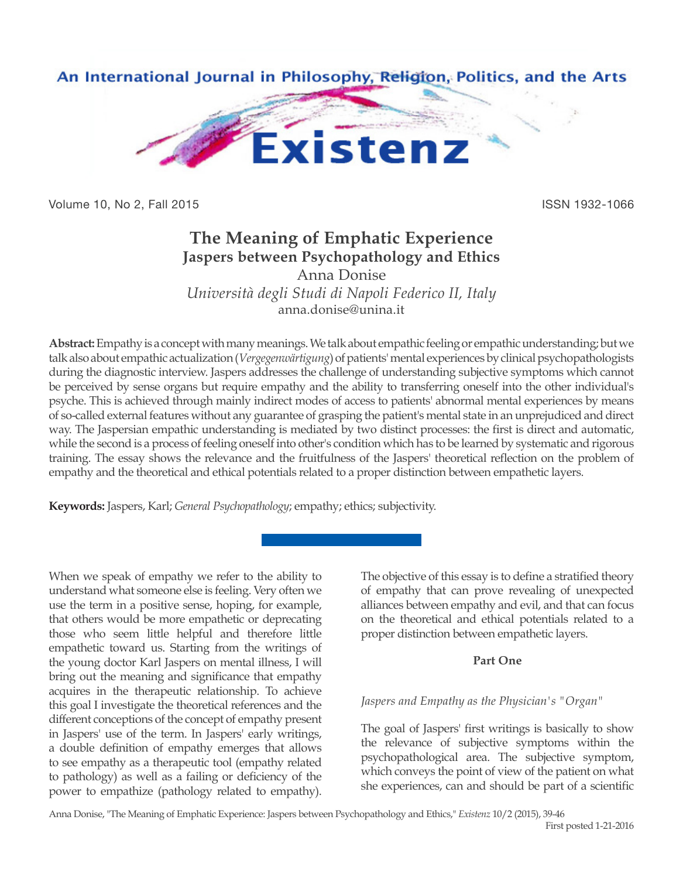# The Meaning of Emphatic Experience
## Jaspers between Psychopathology and Ethics

Anna Donise

*Università degli Studi di Napoli Federico II, Italy*

anna.donise@unina.it

**Abstract:** Empathy is a concept with many meanings. We talk about empathic feeling or empathic understanding; but we talk also about empathic actualization (*Vergegenwärtigung*) of patients' mental experiences by clinical psychopathologists during the diagnostic interview. Jaspers addresses the challenge of understanding subjective symptoms which cannot be perceived by sense organs but require empathy and the ability to transferring oneself into the other individual's psyche. This is achieved through mainly indirect modes of access to patients' abnormal mental experiences by means of so-called external features without any guarantee of grasping the patient's mental state in an unprejudiced and direct way. The Jaspersian empathic understanding is mediated by two distinct processes: the first is direct and automatic, while the second is a process of feeling oneself into other's condition which has to be learned by systematic and rigorous training. The essay shows the relevance and the fruitfulness of the Jaspers' theoretical reflection on the problem of empathy and the theoretical and ethical potentials related to a proper distinction between empathetic layers.

**Keywords:** Jaspers, Karl; *General Psychopathology*; empathy; ethics; subjectivity.

When we speak of empathy we refer to the ability to understand what someone else is feeling. Very often we use the term in a positive sense, hoping, for example, that others would be more empathetic or deprecating those who seem little helpful and therefore little empathetic toward us. Starting from the writings of the young doctor Karl Jaspers on mental illness, I will bring out the meaning and significance that empathy acquires in the therapeutic relationship. To achieve this goal I investigate the theoretical references and the different conceptions of the concept of empathy present in Jaspers' use of the term. In Jaspers' early writings, a double definition of empathy emerges that allows to see empathy as a therapeutic tool (empathy related to pathology) as well as a failing or deficiency of the power to empathize (pathology related to empathy). The objective of this essay is to define a stratified theory of empathy that can prove revealing of unexpected alliances between empathy and evil, and that can focus on the theoretical and ethical potentials related to a proper distinction between empathetic layers.

## Part One

### *Jaspers and Empathy as the Physician's "Organ"*

The goal of Jaspers' first writings is basically to show the relevance of subjective symptoms within the psychopathological area. The subjective symptom, which conveys the point of view of the patient on what she experiences, can and should be part of a scientific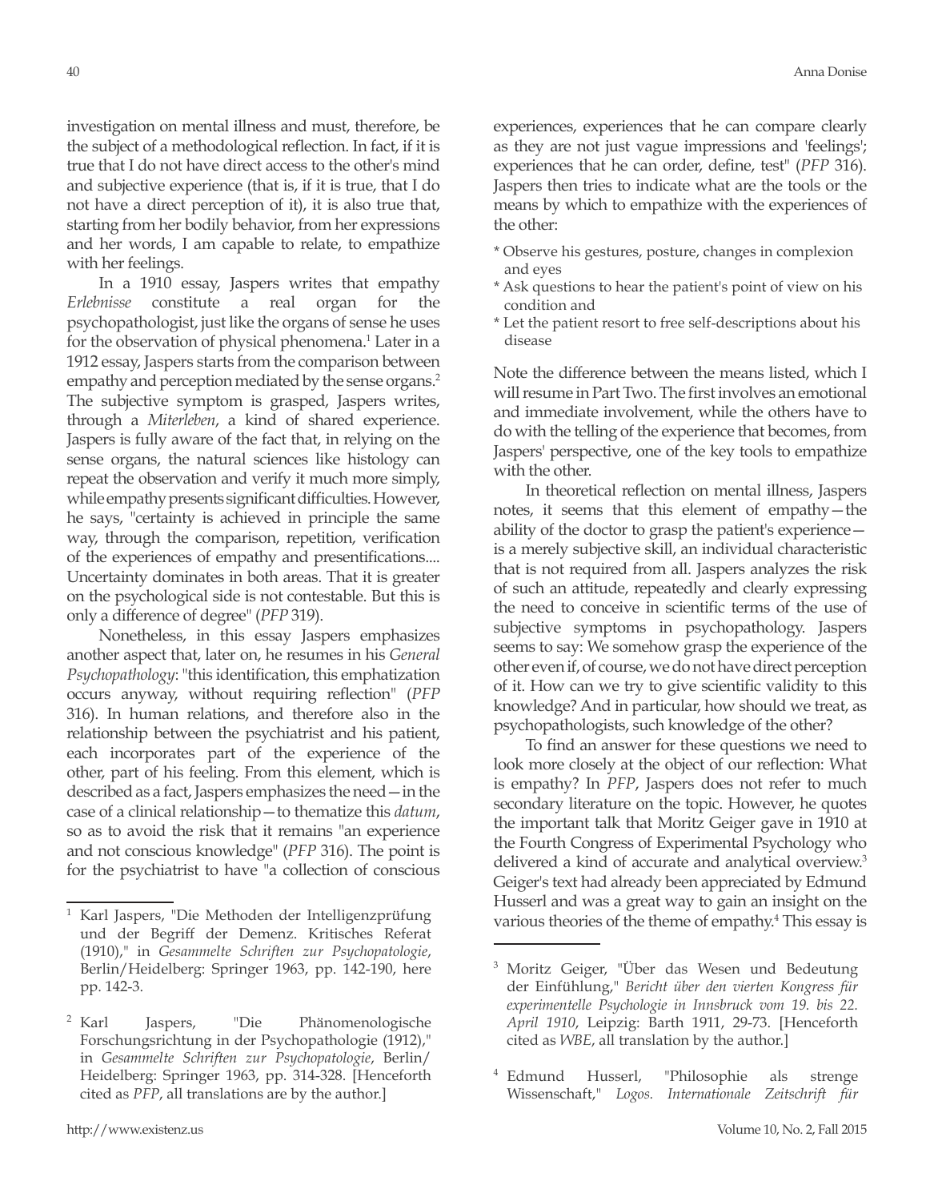investigation on mental illness and must, therefore, be the subject of a methodological reflection. In fact, if it is true that I do not have direct access to the other's mind and subjective experience (that is, if it is true, that I do not have a direct perception of it), it is also true that, starting from her bodily behavior, from her expressions and her words, I am capable to relate, to empathize with her feelings.

In a 1910 essay, Jaspers writes that empathy *Erlebnisse* constitute a real organ for the psychopathologist, just like the organs of sense he uses for the observation of physical phenomena.[1] Later in a 1912 essay, Jaspers starts from the comparison between empathy and perception mediated by the sense organs.[2] The subjective symptom is grasped, Jaspers writes, through a *Miterleben*, a kind of shared experience. Jaspers is fully aware of the fact that, in relying on the sense organs, the natural sciences like histology can repeat the observation and verify it much more simply, while empathy presents significant difficulties. However, he says, "certainty is achieved in principle the same way, through the comparison, repetition, verification of the experiences of empathy and presentifications.... Uncertainty dominates in both areas. That it is greater on the psychological side is not contestable. But this is only a difference of degree" (*PFP* 319).

Nonetheless, in this essay Jaspers emphasizes another aspect that, later on, he resumes in his *General Psychopathology*: "this identification, this emphatization occurs anyway, without requiring reflection" (*PFP* 316). In human relations, and therefore also in the relationship between the psychiatrist and his patient, each incorporates part of the experience of the other, part of his feeling. From this element, which is described as a fact, Jaspers emphasizes the need—in the case of a clinical relationship—to thematize this *datum*, so as to avoid the risk that it remains "an experience and not conscious knowledge" (*PFP* 316). The point is for the psychiatrist to have "a collection of conscious experiences, experiences that he can compare clearly as they are not just vague impressions and 'feelings'; experiences that he can order, define, test" (*PFP* 316). Jaspers then tries to indicate what are the tools or the means by which to empathize with the experiences of the other:

* Observe his gestures, posture, changes in complexion and eyes
* Ask questions to hear the patient's point of view on his condition and
* Let the patient resort to free self-descriptions about his disease

Note the difference between the means listed, which I will resume in Part Two. The first involves an emotional and immediate involvement, while the others have to do with the telling of the experience that becomes, from Jaspers' perspective, one of the key tools to empathize with the other.

In theoretical reflection on mental illness, Jaspers notes, it seems that this element of empathy—the ability of the doctor to grasp the patient's experience—is a merely subjective skill, an individual characteristic that is not required from all. Jaspers analyzes the risk of such an attitude, repeatedly and clearly expressing the need to conceive in scientific terms of the use of subjective symptoms in psychopathology. Jaspers seems to say: We somehow grasp the experience of the other even if, of course, we do not have direct perception of it. How can we try to give scientific validity to this knowledge? And in particular, how should we treat, as psychopathologists, such knowledge of the other?

To find an answer for these questions we need to look more closely at the object of our reflection: What is empathy? In *PFP*, Jaspers does not refer to much secondary literature on the topic. However, he quotes the important talk that Moritz Geiger gave in 1910 at the Fourth Congress of Experimental Psychology who delivered a kind of accurate and analytical overview.[3] Geiger's text had already been appreciated by Edmund Husserl and was a great way to gain an insight on the various theories of the theme of empathy.[4] This essay is

---

[1] Karl Jaspers, "Die Methoden der Intelligenzprüfung und der Begriff der Demenz. Kritisches Referat (1910)," in *Gesammelte Schriften zur Psychopatologie*, Berlin/Heidelberg: Springer 1963, pp. 142-190, here pp. 142-3.

[2] Karl Jaspers, "Die Phänomenologische Forschungsrichtung in der Psychopathologie (1912)," in *Gesammelte Schriften zur Psychopatologie*, Berlin/Heidelberg: Springer 1963, pp. 314-328. [Henceforth cited as *PFP*, all translations are by the author.]

[3] Moritz Geiger, "Über das Wesen und Bedeutung der Einfühlung," *Bericht über den vierten Kongress für experimentelle Psychologie in Innsbruck vom 19. bis 22. April 1910*, Leipzig: Barth 1911, 29-73. [Henceforth cited as *WBE*, all translation by the author.]

[4] Edmund Husserl, "Philosophie als strenge Wissenschaft," *Logos. Internationale Zeitschrift für*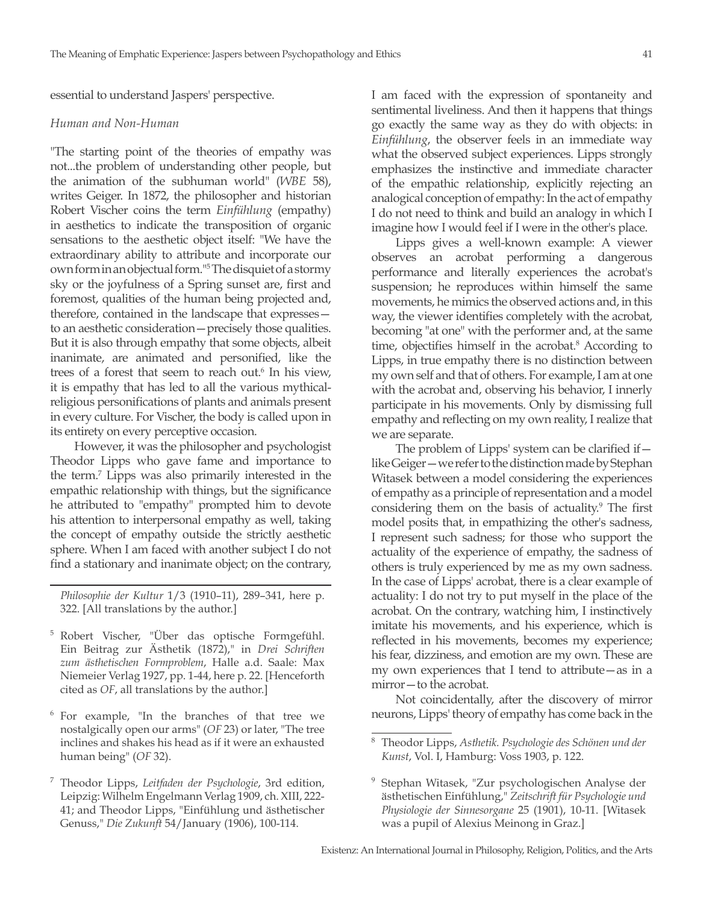essential to understand Jaspers' perspective.

*Human and Non-Human*

"The starting point of the theories of empathy was not...the problem of understanding other people, but the animation of the subhuman world" (*WBE* 58), writes Geiger. In 1872, the philosopher and historian Robert Vischer coins the term *Einfühlung* (empathy) in aesthetics to indicate the transposition of organic sensations to the aesthetic object itself: "We have the extraordinary ability to attribute and incorporate our own form in an objectual form."[5] The disquiet of a stormy sky or the joyfulness of a Spring sunset are, first and foremost, qualities of the human being projected and, therefore, contained in the landscape that expresses—to an aesthetic consideration—precisely those qualities. But it is also through empathy that some objects, albeit inanimate, are animated and personified, like the trees of a forest that seem to reach out.[6] In his view, it is empathy that has led to all the various mythical-religious personifications of plants and animals present in every culture. For Vischer, the body is called upon in its entirety on every perceptive occasion.

However, it was the philosopher and psychologist Theodor Lipps who gave fame and importance to the term.[7] Lipps was also primarily interested in the empathic relationship with things, but the significance he attributed to "empathy" prompted him to devote his attention to interpersonal empathy as well, taking the concept of empathy outside the strictly aesthetic sphere. When I am faced with another subject I do not find a stationary and inanimate object; on the contrary, I am faced with the expression of spontaneity and sentimental liveliness. And then it happens that things go exactly the same way as they do with objects: in *Einfühlung*, the observer feels in an immediate way what the observed subject experiences. Lipps strongly emphasizes the instinctive and immediate character of the empathic relationship, explicitly rejecting an analogical conception of empathy: In the act of empathy I do not need to think and build an analogy in which I imagine how I would feel if I were in the other's place.

Lipps gives a well-known example: A viewer observes an acrobat performing a dangerous performance and literally experiences the acrobat's suspension; he reproduces within himself the same movements, he mimics the observed actions and, in this way, the viewer identifies completely with the acrobat, becoming "at one" with the performer and, at the same time, objectifies himself in the acrobat.[8] According to Lipps, in true empathy there is no distinction between my own self and that of others. For example, I am at one with the acrobat and, observing his behavior, I innerly participate in his movements. Only by dismissing full empathy and reflecting on my own reality, I realize that we are separate.

The problem of Lipps' system can be clarified if—like Geiger—we refer to the distinction made by Stephan Witasek between a model considering the experiences of empathy as a principle of representation and a model considering them on the basis of actuality.[9] The first model posits that, in empathizing the other's sadness, I represent such sadness; for those who support the actuality of the experience of empathy, the sadness of others is truly experienced by me as my own sadness. In the case of Lipps' acrobat, there is a clear example of actuality: I do not try to put myself in the place of the acrobat. On the contrary, watching him, I instinctively imitate his movements, and his experience, which is reflected in his movements, becomes my experience; his fear, dizziness, and emotion are my own. These are my own experiences that I tend to attribute—as in a mirror—to the acrobat.

Not coincidentally, after the discovery of mirror neurons, Lipps' theory of empathy has come back in the

---

*Philosophie der Kultur* 1/3 (1910–11), 289–341, here p. 322. [All translations by the author.]

[5] Robert Vischer, "Über das optische Formgefühl. Ein Beitrag zur Ästhetik (1872)," in *Drei Schriften zum ästhetischen Formproblem*, Halle a.d. Saale: Max Niemeier Verlag 1927, pp. 1-44, here p. 22. [Henceforth cited as *OF*, all translations by the author.]

[6] For example, "In the branches of that tree we nostalgically open our arms" (*OF* 23) or later, "The tree inclines and shakes his head as if it were an exhausted human being" (*OF* 32).

[7] Theodor Lipps, *Leitfaden der Psychologie*, 3rd edition, Leipzig: Wilhelm Engelmann Verlag 1909, ch. XIII, 222-41; and Theodor Lipps, "Einfühlung und ästhetischer Genuss," *Die Zukunft* 54/January (1906), 100-114.

[8] Theodor Lipps, *Asthetik. Psychologie des Schönen und der Kunst*, Vol. I, Hamburg: Voss 1903, p. 122.

[9] Stephan Witasek, "Zur psychologischen Analyse der ästhetischen Einfühlung," *Zeitschrift für Psychologie und Physiologie der Sinnesorgane* 25 (1901), 10-11. [Witasek was a pupil of Alexius Meinong in Graz.]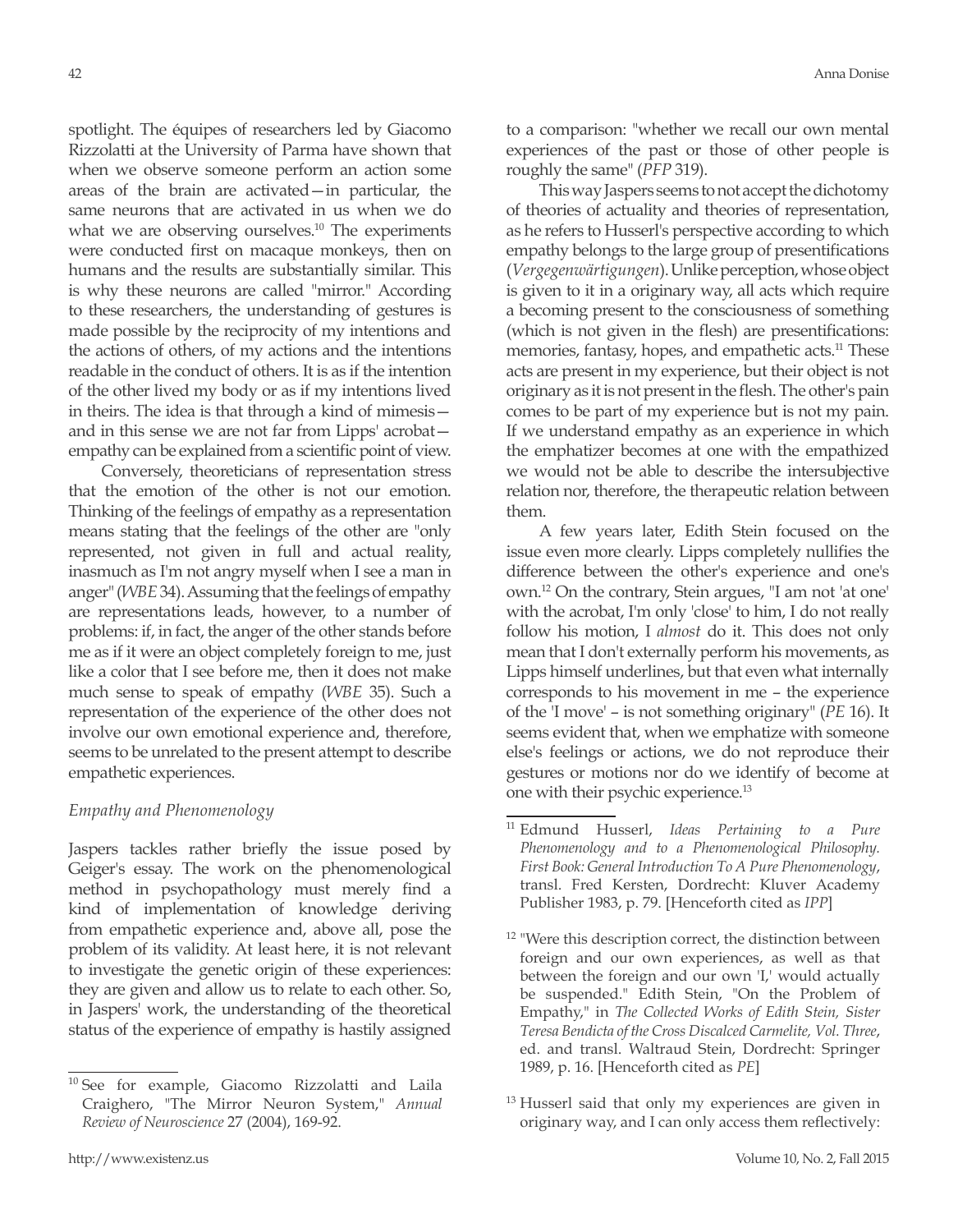spotlight. The équipes of researchers led by Giacomo Rizzolatti at the University of Parma have shown that when we observe someone perform an action some areas of the brain are activated—in particular, the same neurons that are activated in us when we do what we are observing ourselves.[10] The experiments were conducted first on macaque monkeys, then on humans and the results are substantially similar. This is why these neurons are called "mirror." According to these researchers, the understanding of gestures is made possible by the reciprocity of my intentions and the actions of others, of my actions and the intentions readable in the conduct of others. It is as if the intention of the other lived my body or as if my intentions lived in theirs. The idea is that through a kind of mimesis—and in this sense we are not far from Lipps' acrobat—empathy can be explained from a scientific point of view.

Conversely, theoreticians of representation stress that the emotion of the other is not our emotion. Thinking of the feelings of empathy as a representation means stating that the feelings of the other are "only represented, not given in full and actual reality, inasmuch as I'm not angry myself when I see a man in anger" (*WBE* 34). Assuming that the feelings of empathy are representations leads, however, to a number of problems: if, in fact, the anger of the other stands before me as if it were an object completely foreign to me, just like a color that I see before me, then it does not make much sense to speak of empathy (*WBE* 35). Such a representation of the experience of the other does not involve our own emotional experience and, therefore, seems to be unrelated to the present attempt to describe empathetic experiences.

### *Empathy and Phenomenology*

Jaspers tackles rather briefly the issue posed by Geiger's essay. The work on the phenomenological method in psychopathology must merely find a kind of implementation of knowledge deriving from empathetic experience and, above all, pose the problem of its validity. At least here, it is not relevant to investigate the genetic origin of these experiences: they are given and allow us to relate to each other. So, in Jaspers' work, the understanding of the theoretical status of the experience of empathy is hastily assigned to a comparison: "whether we recall our own mental experiences of the past or those of other people is roughly the same" (*PFP* 319).

This way Jaspers seems to not accept the dichotomy of theories of actuality and theories of representation, as he refers to Husserl's perspective according to which empathy belongs to the large group of presentifications (*Vergegenwärtigungen*). Unlike perception, whose object is given to it in a originary way, all acts which require a becoming present to the consciousness of something (which is not given in the flesh) are presentifications: memories, fantasy, hopes, and empathetic acts.[11] These acts are present in my experience, but their object is not originary as it is not present in the flesh. The other's pain comes to be part of my experience but is not my pain. If we understand empathy as an experience in which the emphatizer becomes at one with the empathized we would not be able to describe the intersubjective relation nor, therefore, the therapeutic relation between them.

A few years later, Edith Stein focused on the issue even more clearly. Lipps completely nullifies the difference between the other's experience and one's own.[12] On the contrary, Stein argues, "I am not 'at one' with the acrobat, I'm only 'close' to him, I do not really follow his motion, I *almost* do it. This does not only mean that I don't externally perform his movements, as Lipps himself underlines, but that even what internally corresponds to his movement in me – the experience of the 'I move' – is not something originary" (*PE* 16). It seems evident that, when we emphatize with someone else's feelings or actions, we do not reproduce their gestures or motions nor do we identify of become at one with their psychic experience.[13]

---

[10] See for example, Giacomo Rizzolatti and Laila Craighero, "The Mirror Neuron System," *Annual Review of Neuroscience* 27 (2004), 169-92.

[11] Edmund Husserl, *Ideas Pertaining to a Pure Phenomenology and to a Phenomenological Philosophy. First Book: General Introduction To A Pure Phenomenology*, transl. Fred Kersten, Dordrecht: Kluver Academy Publisher 1983, p. 79. [Henceforth cited as *IPP*]

[12] "Were this description correct, the distinction between foreign and our own experiences, as well as that between the foreign and our own 'I,' would actually be suspended." Edith Stein, "On the Problem of Empathy," in *The Collected Works of Edith Stein, Sister Teresa Bendicta of the Cross Discalced Carmelite, Vol. Three*, ed. and transl. Waltraud Stein, Dordrecht: Springer 1989, p. 16. [Henceforth cited as *PE*]

[13] Husserl said that only my experiences are given in originary way, and I can only access them reflectively: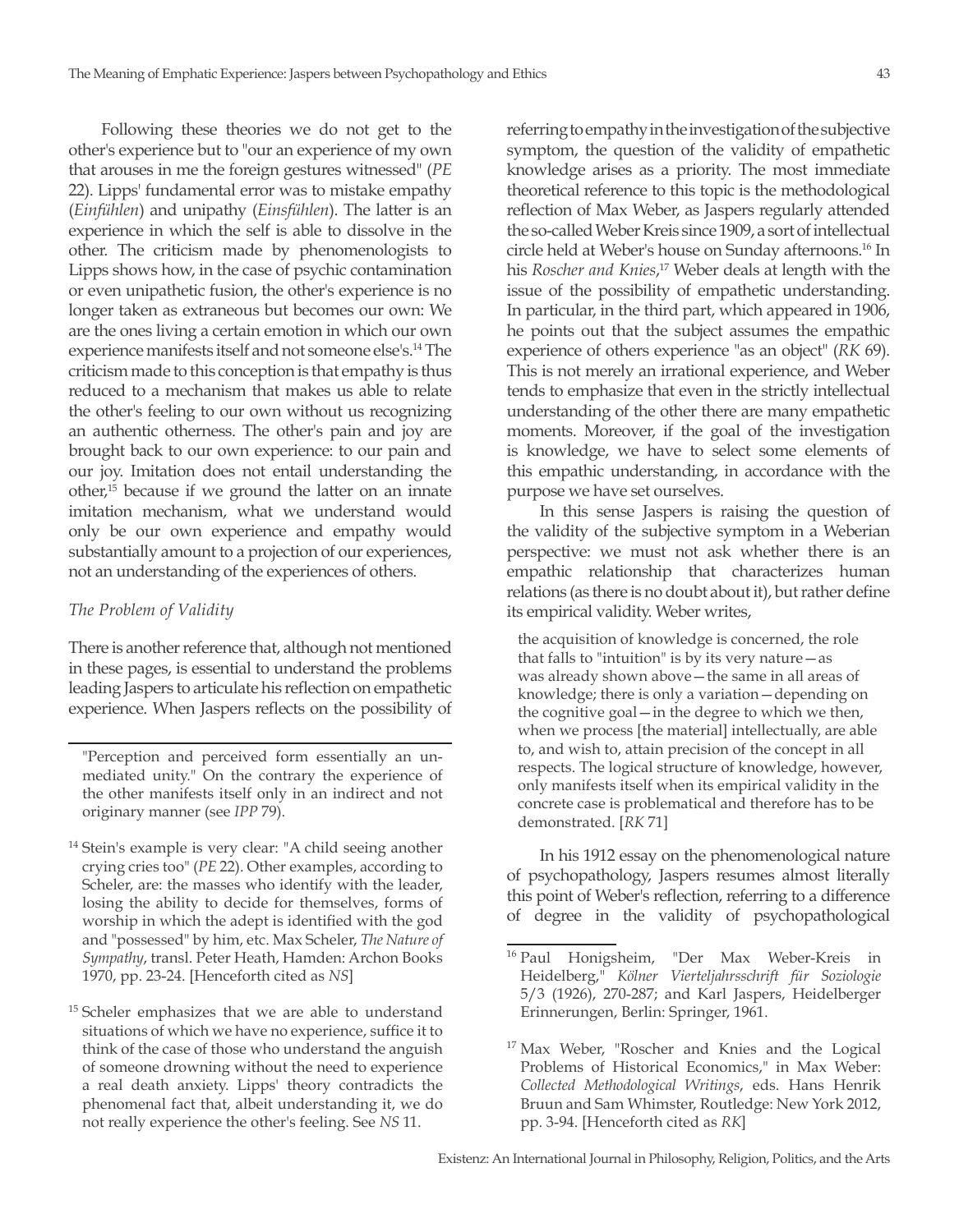Following these theories we do not get to the other's experience but to "our an experience of my own that arouses in me the foreign gestures witnessed" (*PE* 22). Lipps' fundamental error was to mistake empathy (*Einfühlen*) and unipathy (*Einsfühlen*). The latter is an experience in which the self is able to dissolve in the other. The criticism made by phenomenologists to Lipps shows how, in the case of psychic contamination or even unipathetic fusion, the other's experience is no longer taken as extraneous but becomes our own: We are the ones living a certain emotion in which our own experience manifests itself and not someone else's.[14] The criticism made to this conception is that empathy is thus reduced to a mechanism that makes us able to relate the other's feeling to our own without us recognizing an authentic otherness. The other's pain and joy are brought back to our own experience: to our pain and our joy. Imitation does not entail understanding the other,[15] because if we ground the latter on an innate imitation mechanism, what we understand would only be our own experience and empathy would substantially amount to a projection of our experiences, not an understanding of the experiences of others.

### *The Problem of Validity*

There is another reference that, although not mentioned in these pages, is essential to understand the problems leading Jaspers to articulate his reflection on empathetic experience. When Jaspers reflects on the possibility of referring to empathy in the investigation of the subjective symptom, the question of the validity of empathetic knowledge arises as a priority. The most immediate theoretical reference to this topic is the methodological reflection of Max Weber, as Jaspers regularly attended the so-called Weber Kreis since 1909, a sort of intellectual circle held at Weber's house on Sunday afternoons.[16] In his *Roscher and Knies*,[17] Weber deals at length with the issue of the possibility of empathetic understanding. In particular, in the third part, which appeared in 1906, he points out that the subject assumes the empathic experience of others experience "as an object" (*RK* 69). This is not merely an irrational experience, and Weber tends to emphasize that even in the strictly intellectual understanding of the other there are many empathetic moments. Moreover, if the goal of the investigation is knowledge, we have to select some elements of this empathic understanding, in accordance with the purpose we have set ourselves.

In this sense Jaspers is raising the question of the validity of the subjective symptom in a Weberian perspective: we must not ask whether there is an empathic relationship that characterizes human relations (as there is no doubt about it), but rather define its empirical validity. Weber writes,

> the acquisition of knowledge is concerned, the role that falls to "intuition" is by its very nature—as was already shown above—the same in all areas of knowledge; there is only a variation—depending on the cognitive goal—in the degree to which we then, when we process [the material] intellectually, are able to, and wish to, attain precision of the concept in all respects. The logical structure of knowledge, however, only manifests itself when its empirical validity in the concrete case is problematical and therefore has to be demonstrated. [*RK* 71]

In his 1912 essay on the phenomenological nature of psychopathology, Jaspers resumes almost literally this point of Weber's reflection, referring to a difference of degree in the validity of psychopathological

---

"Perception and perceived form essentially an unmediated unity." On the contrary the experience of the other manifests itself only in an indirect and not originary manner (see *IPP* 79).

[14] Stein's example is very clear: "A child seeing another crying cries too" (*PE* 22). Other examples, according to Scheler, are: the masses who identify with the leader, losing the ability to decide for themselves, forms of worship in which the adept is identified with the god and "possessed" by him, etc. Max Scheler, *The Nature of Sympathy*, transl. Peter Heath, Hamden: Archon Books 1970, pp. 23-24. [Henceforth cited as *NS*]

[15] Scheler emphasizes that we are able to understand situations of which we have no experience, suffice it to think of the case of those who understand the anguish of someone drowning without the need to experience a real death anxiety. Lipps' theory contradicts the phenomenal fact that, albeit understanding it, we do not really experience the other's feeling. See *NS* 11.

[16] Paul Honigsheim, "Der Max Weber-Kreis in Heidelberg," *Kölner Vierteljahrsschrift für Soziologie* 5/3 (1926), 270-287; and Karl Jaspers, Heidelberger Erinnerungen, Berlin: Springer, 1961.

[17] Max Weber, "Roscher and Knies and the Logical Problems of Historical Economics," in Max Weber: *Collected Methodological Writings*, eds. Hans Henrik Bruun and Sam Whimster, Routledge: New York 2012, pp. 3-94. [Henceforth cited as *RK*]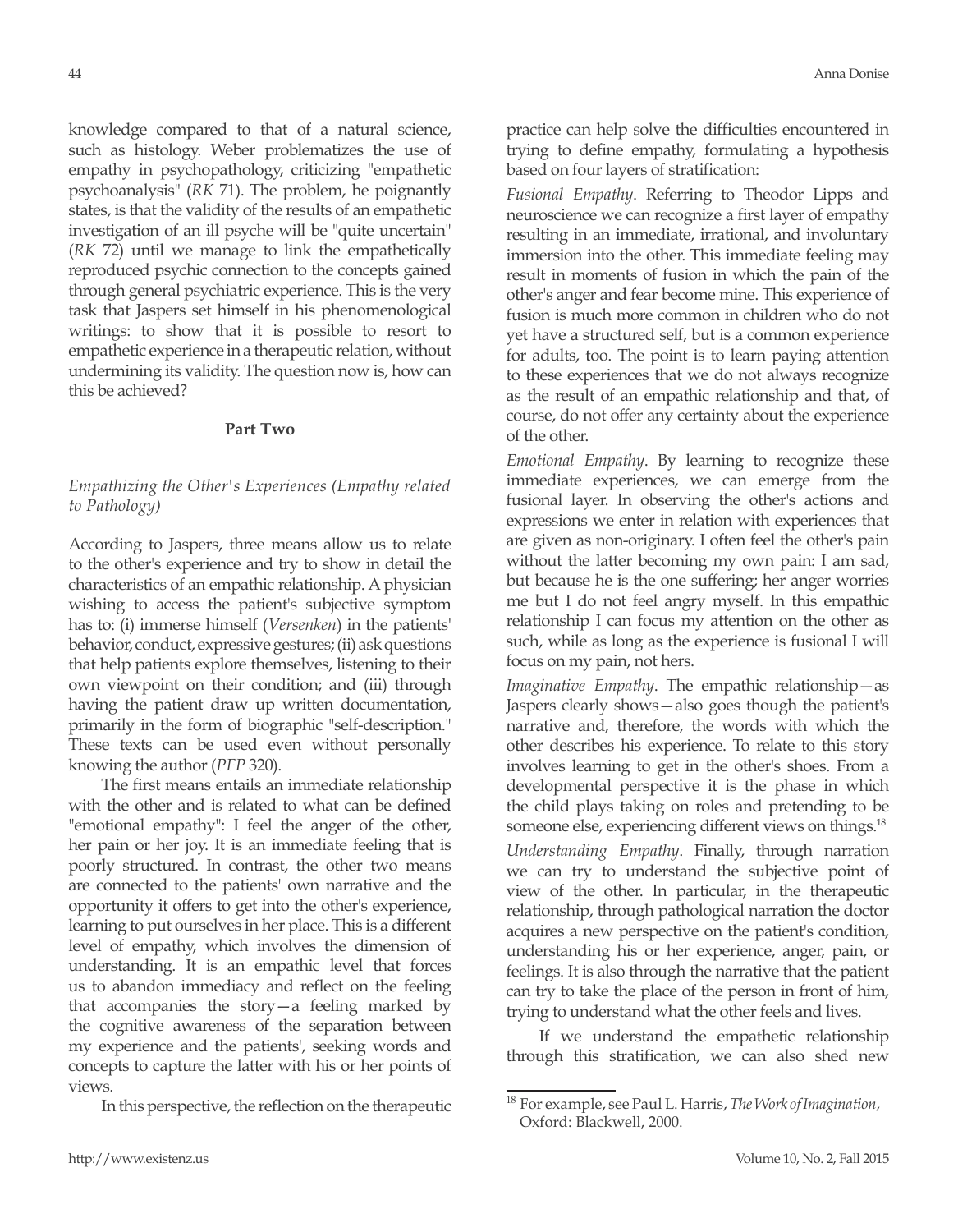knowledge compared to that of a natural science, such as histology. Weber problematizes the use of empathy in psychopathology, criticizing "empathetic psychoanalysis" (*RK* 71). The problem, he poignantly states, is that the validity of the results of an empathetic investigation of an ill psyche will be "quite uncertain" (*RK* 72) until we manage to link the empathetically reproduced psychic connection to the concepts gained through general psychiatric experience. This is the very task that Jaspers set himself in his phenomenological writings: to show that it is possible to resort to empathetic experience in a therapeutic relation, without undermining its validity. The question now is, how can this be achieved?

## Part Two

### *Empathizing the Other's Experiences (Empathy related to Pathology)*

According to Jaspers, three means allow us to relate to the other's experience and try to show in detail the characteristics of an empathic relationship. A physician wishing to access the patient's subjective symptom has to: (i) immerse himself (*Versenken*) in the patients' behavior, conduct, expressive gestures; (ii) ask questions that help patients explore themselves, listening to their own viewpoint on their condition; and (iii) through having the patient draw up written documentation, primarily in the form of biographic "self-description." These texts can be used even without personally knowing the author (*PFP* 320).

The first means entails an immediate relationship with the other and is related to what can be defined "emotional empathy": I feel the anger of the other, her pain or her joy. It is an immediate feeling that is poorly structured. In contrast, the other two means are connected to the patients' own narrative and the opportunity it offers to get into the other's experience, learning to put ourselves in her place. This is a different level of empathy, which involves the dimension of understanding. It is an empathic level that forces us to abandon immediacy and reflect on the feeling that accompanies the story—a feeling marked by the cognitive awareness of the separation between my experience and the patients', seeking words and concepts to capture the latter with his or her points of views.

In this perspective, the reflection on the therapeutic practice can help solve the difficulties encountered in trying to define empathy, formulating a hypothesis based on four layers of stratification:

*Fusional Empathy*. Referring to Theodor Lipps and neuroscience we can recognize a first layer of empathy resulting in an immediate, irrational, and involuntary immersion into the other. This immediate feeling may result in moments of fusion in which the pain of the other's anger and fear become mine. This experience of fusion is much more common in children who do not yet have a structured self, but is a common experience for adults, too. The point is to learn paying attention to these experiences that we do not always recognize as the result of an empathic relationship and that, of course, do not offer any certainty about the experience of the other.

*Emotional Empathy*. By learning to recognize these immediate experiences, we can emerge from the fusional layer. In observing the other's actions and expressions we enter in relation with experiences that are given as non-originary. I often feel the other's pain without the latter becoming my own pain: I am sad, but because he is the one suffering; her anger worries me but I do not feel angry myself. In this empathic relationship I can focus my attention on the other as such, while as long as the experience is fusional I will focus on my pain, not hers.

*Imaginative Empathy*. The empathic relationship—as Jaspers clearly shows—also goes though the patient's narrative and, therefore, the words with which the other describes his experience. To relate to this story involves learning to get in the other's shoes. From a developmental perspective it is the phase in which the child plays taking on roles and pretending to be someone else, experiencing different views on things.[18]

*Understanding Empathy*. Finally, through narration we can try to understand the subjective point of view of the other. In particular, in the therapeutic relationship, through pathological narration the doctor acquires a new perspective on the patient's condition, understanding his or her experience, anger, pain, or feelings. It is also through the narrative that the patient can try to take the place of the person in front of him, trying to understand what the other feels and lives.

If we understand the empathetic relationship through this stratification, we can also shed new

---

[18] For example, see Paul L. Harris, *The Work of Imagination*, Oxford: Blackwell, 2000.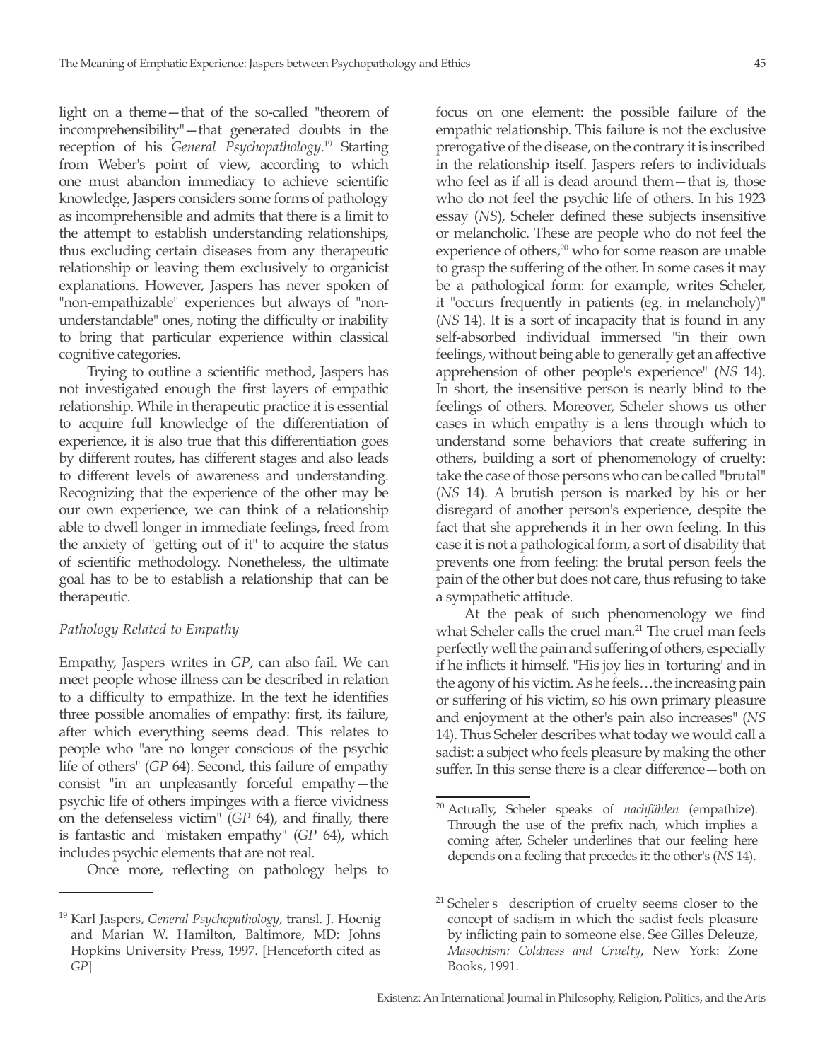light on a theme—that of the so-called "theorem of incomprehensibility"—that generated doubts in the reception of his *General Psychopathology*.[19] Starting from Weber's point of view, according to which one must abandon immediacy to achieve scientific knowledge, Jaspers considers some forms of pathology as incomprehensible and admits that there is a limit to the attempt to establish understanding relationships, thus excluding certain diseases from any therapeutic relationship or leaving them exclusively to organicist explanations. However, Jaspers has never spoken of "non-empathizable" experiences but always of "non-understandable" ones, noting the difficulty or inability to bring that particular experience within classical cognitive categories.

Trying to outline a scientific method, Jaspers has not investigated enough the first layers of empathic relationship. While in therapeutic practice it is essential to acquire full knowledge of the differentiation of experience, it is also true that this differentiation goes by different routes, has different stages and also leads to different levels of awareness and understanding. Recognizing that the experience of the other may be our own experience, we can think of a relationship able to dwell longer in immediate feelings, freed from the anxiety of "getting out of it" to acquire the status of scientific methodology. Nonetheless, the ultimate goal has to be to establish a relationship that can be therapeutic.

### *Pathology Related to Empathy*

Empathy, Jaspers writes in *GP*, can also fail. We can meet people whose illness can be described in relation to a difficulty to empathize. In the text he identifies three possible anomalies of empathy: first, its failure, after which everything seems dead. This relates to people who "are no longer conscious of the psychic life of others" (*GP* 64). Second, this failure of empathy consist "in an unpleasantly forceful empathy—the psychic life of others impinges with a fierce vividness on the defenseless victim" (*GP* 64), and finally, there is fantastic and "mistaken empathy" (*GP* 64), which includes psychic elements that are not real.

Once more, reflecting on pathology helps to focus on one element: the possible failure of the empathic relationship. This failure is not the exclusive prerogative of the disease, on the contrary it is inscribed in the relationship itself. Jaspers refers to individuals who feel as if all is dead around them—that is, those who do not feel the psychic life of others. In his 1923 essay (*NS*), Scheler defined these subjects insensitive or melancholic. These are people who do not feel the experience of others,[20] who for some reason are unable to grasp the suffering of the other. In some cases it may be a pathological form: for example, writes Scheler, it "occurs frequently in patients (eg. in melancholy)" (*NS* 14). It is a sort of incapacity that is found in any self-absorbed individual immersed "in their own feelings, without being able to generally get an affective apprehension of other people's experience" (*NS* 14). In short, the insensitive person is nearly blind to the feelings of others. Moreover, Scheler shows us other cases in which empathy is a lens through which to understand some behaviors that create suffering in others, building a sort of phenomenology of cruelty: take the case of those persons who can be called "brutal" (*NS* 14). A brutish person is marked by his or her disregard of another person's experience, despite the fact that she apprehends it in her own feeling. In this case it is not a pathological form, a sort of disability that prevents one from feeling: the brutal person feels the pain of the other but does not care, thus refusing to take a sympathetic attitude.

At the peak of such phenomenology we find what Scheler calls the cruel man.[21] The cruel man feels perfectly well the pain and suffering of others, especially if he inflicts it himself. "His joy lies in 'torturing' and in the agony of his victim. As he feels…the increasing pain or suffering of his victim, so his own primary pleasure and enjoyment at the other's pain also increases" (*NS* 14). Thus Scheler describes what today we would call a sadist: a subject who feels pleasure by making the other suffer. In this sense there is a clear difference—both on

---

[19] Karl Jaspers, *General Psychopathology*, transl. J. Hoenig and Marian W. Hamilton, Baltimore, MD: Johns Hopkins University Press, 1997. [Henceforth cited as *GP*]

[20] Actually, Scheler speaks of *nachfühlen* (empathize). Through the use of the prefix nach, which implies a coming after, Scheler underlines that our feeling here depends on a feeling that precedes it: the other's (*NS* 14).

[21] Scheler's description of cruelty seems closer to the concept of sadism in which the sadist feels pleasure by inflicting pain to someone else. See Gilles Deleuze, *Masochism: Coldness and Cruelty*, New York: Zone Books, 1991.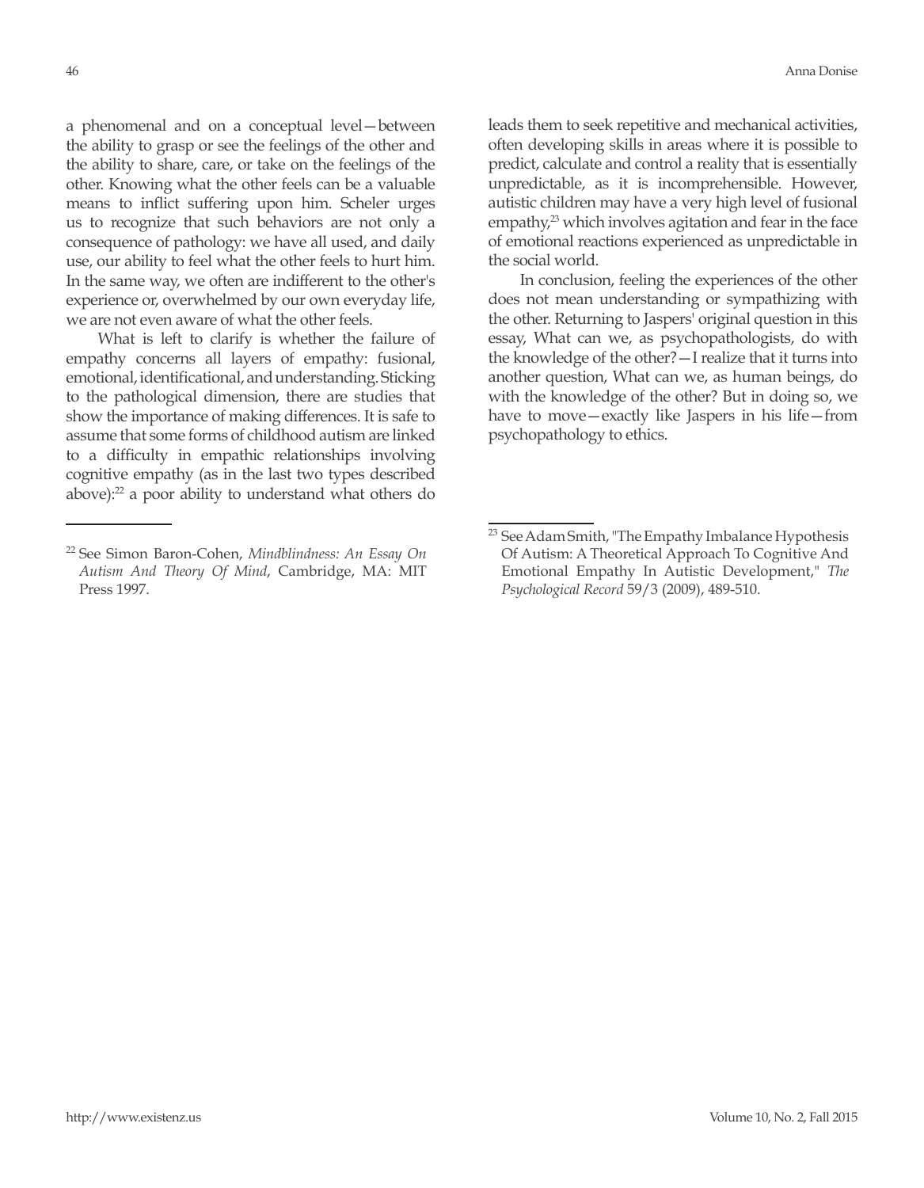a phenomenal and on a conceptual level—between the ability to grasp or see the feelings of the other and the ability to share, care, or take on the feelings of the other. Knowing what the other feels can be a valuable means to inflict suffering upon him. Scheler urges us to recognize that such behaviors are not only a consequence of pathology: we have all used, and daily use, our ability to feel what the other feels to hurt him. In the same way, we often are indifferent to the other's experience or, overwhelmed by our own everyday life, we are not even aware of what the other feels.

What is left to clarify is whether the failure of empathy concerns all layers of empathy: fusional, emotional, identificational, and understanding. Sticking to the pathological dimension, there are studies that show the importance of making differences. It is safe to assume that some forms of childhood autism are linked to a difficulty in empathic relationships involving cognitive empathy (as in the last two types described above):[22] a poor ability to understand what others do leads them to seek repetitive and mechanical activities, often developing skills in areas where it is possible to predict, calculate and control a reality that is essentially unpredictable, as it is incomprehensible. However, autistic children may have a very high level of fusional empathy,[23] which involves agitation and fear in the face of emotional reactions experienced as unpredictable in the social world.

In conclusion, feeling the experiences of the other does not mean understanding or sympathizing with the other. Returning to Jaspers' original question in this essay, What can we, as psychopathologists, do with the knowledge of the other?—I realize that it turns into another question, What can we, as human beings, do with the knowledge of the other? But in doing so, we have to move—exactly like Jaspers in his life—from psychopathology to ethics.

---

[22] See Simon Baron-Cohen, *Mindblindness: An Essay On Autism And Theory Of Mind*, Cambridge, MA: MIT Press 1997.

[23] See Adam Smith, "The Empathy Imbalance Hypothesis Of Autism: A Theoretical Approach To Cognitive And Emotional Empathy In Autistic Development," *The Psychological Record* 59/3 (2009), 489-510.